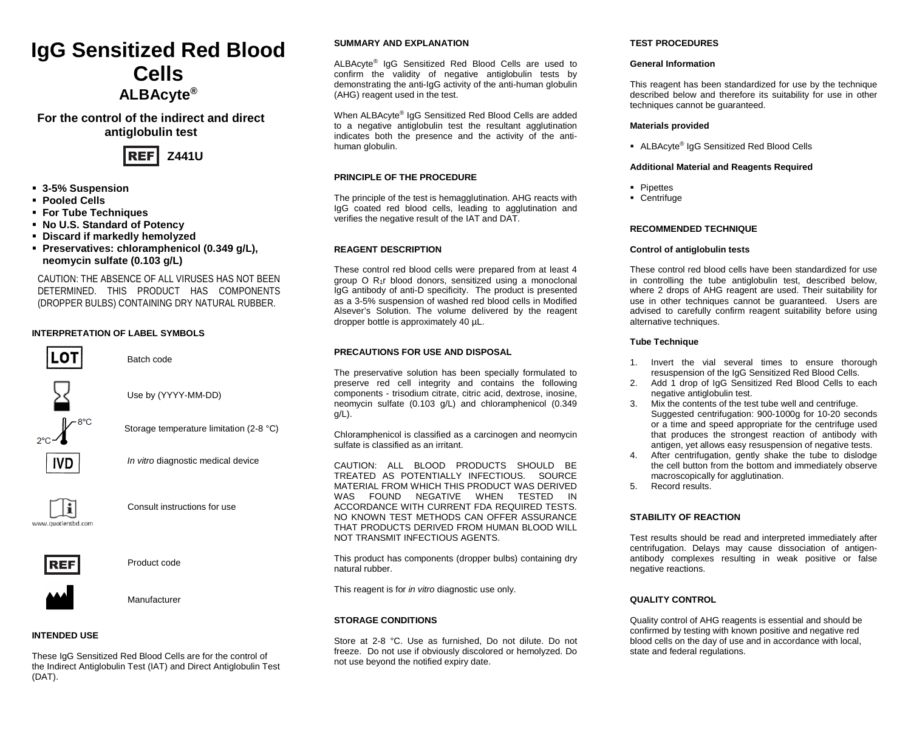# IgG Sensitized Red Blood Cells

## ALBAcyte®

### For the control of the indirect and direct antiglobulin test

REF **Z441U**

- **3-5% Suspension**
- **Pooled Cells**
- **For Tube Techniques**
- **No U.S. Standard of Potency**
- **Discard if markedly hemolyzed**
- **Preservatives: chloramphenicol (0.349 g/L), neomycin sulfate (0.103 g/L)**

CAUTION: THE ABSENCE OF ALL VIRUSES HAS NOT BEEN DETERMINED. THIS PRODUCT HAS COMPONENTS (DROPPER BULBS) CONTAINING DRY NATURAL RUBBER.

**INTERPRETATION OF LABEL SYMBOLS**

| Symbol | Meaning |
|---|---|
| LOT | Batch code |
| ⧗ | Use by (YYYY-MM-DD) |
| 2°C – 8°C | Storage temperature limitation (2-8 °C) |
| IVD | *In vitro* diagnostic medical device |
| i (www.quotientbd.com) | Consult instructions for use |
| REF | Product code |
| | Manufacturer |

**INTENDED USE**

These IgG Sensitized Red Blood Cells are for the control of the Indirect Antiglobulin Test (IAT) and Direct Antiglobulin Test (DAT).

**SUMMARY AND EXPLANATION**

ALBAcyte® IgG Sensitized Red Blood Cells are used to confirm the validity of negative antiglobulin tests by demonstrating the anti-IgG activity of the anti-human globulin (AHG) reagent used in the test.

When ALBAcyte® IgG Sensitized Red Blood Cells are added to a negative antiglobulin test the resultant agglutination indicates both the presence and the activity of the anti-human globulin.

**PRINCIPLE OF THE PROCEDURE**

The principle of the test is hemagglutination. AHG reacts with IgG coated red blood cells, leading to agglutination and verifies the negative result of the IAT and DAT.

**REAGENT DESCRIPTION**

These control red blood cells were prepared from at least 4 group O $R_1r$ blood donors, sensitized using a monoclonal IgG antibody of anti-D specificity. The product is presented as a 3-5% suspension of washed red blood cells in Modified Alsever's Solution. The volume delivered by the reagent dropper bottle is approximately 40 µL.

**PRECAUTIONS FOR USE AND DISPOSAL**

The preservative solution has been specially formulated to preserve red cell integrity and contains the following components - trisodium citrate, citric acid, dextrose, inosine, neomycin sulfate (0.103 g/L) and chloramphenicol (0.349 g/L).

Chloramphenicol is classified as a carcinogen and neomycin sulfate is classified as an irritant.

CAUTION: ALL BLOOD PRODUCTS SHOULD BE TREATED AS POTENTIALLY INFECTIOUS. SOURCE MATERIAL FROM WHICH THIS PRODUCT WAS DERIVED WAS FOUND NEGATIVE WHEN TESTED IN ACCORDANCE WITH CURRENT FDA REQUIRED TESTS. NO KNOWN TEST METHODS CAN OFFER ASSURANCE THAT PRODUCTS DERIVED FROM HUMAN BLOOD WILL NOT TRANSMIT INFECTIOUS AGENTS.

This product has components (dropper bulbs) containing dry natural rubber.

This reagent is for *in vitro* diagnostic use only.

**STORAGE CONDITIONS**

Store at 2-8 °C. Use as furnished, Do not dilute. Do not freeze. Do not use if obviously discolored or hemolyzed. Do not use beyond the notified expiry date.

**TEST PROCEDURES**

**General Information**

This reagent has been standardized for use by the technique described below and therefore its suitability for use in other techniques cannot be guaranteed.

**Materials provided**

- ALBAcyte® IgG Sensitized Red Blood Cells

**Additional Material and Reagents Required**

- Pipettes
- Centrifuge

**RECOMMENDED TECHNIQUE**

**Control of antiglobulin tests**

These control red blood cells have been standardized for use in controlling the tube antiglobulin test, described below, where 2 drops of AHG reagent are used. Their suitability for use in other techniques cannot be guaranteed. Users are advised to carefully confirm reagent suitability before using alternative techniques.

**Tube Technique**

1. Invert the vial several times to ensure thorough resuspension of the IgG Sensitized Red Blood Cells.
2. Add 1 drop of IgG Sensitized Red Blood Cells to each negative antiglobulin test.
3. Mix the contents of the test tube well and centrifuge. Suggested centrifugation: 900-1000g for 10-20 seconds or a time and speed appropriate for the centrifuge used that produces the strongest reaction of antibody with antigen, yet allows easy resuspension of negative tests.
4. After centrifugation, gently shake the tube to dislodge the cell button from the bottom and immediately observe macroscopically for agglutination.
5. Record results.

**STABILITY OF REACTION**

Test results should be read and interpreted immediately after centrifugation. Delays may cause dissociation of antigen-antibody complexes resulting in weak positive or false negative reactions.

**QUALITY CONTROL**

Quality control of AHG reagents is essential and should be confirmed by testing with known positive and negative red blood cells on the day of use and in accordance with local, state and federal regulations.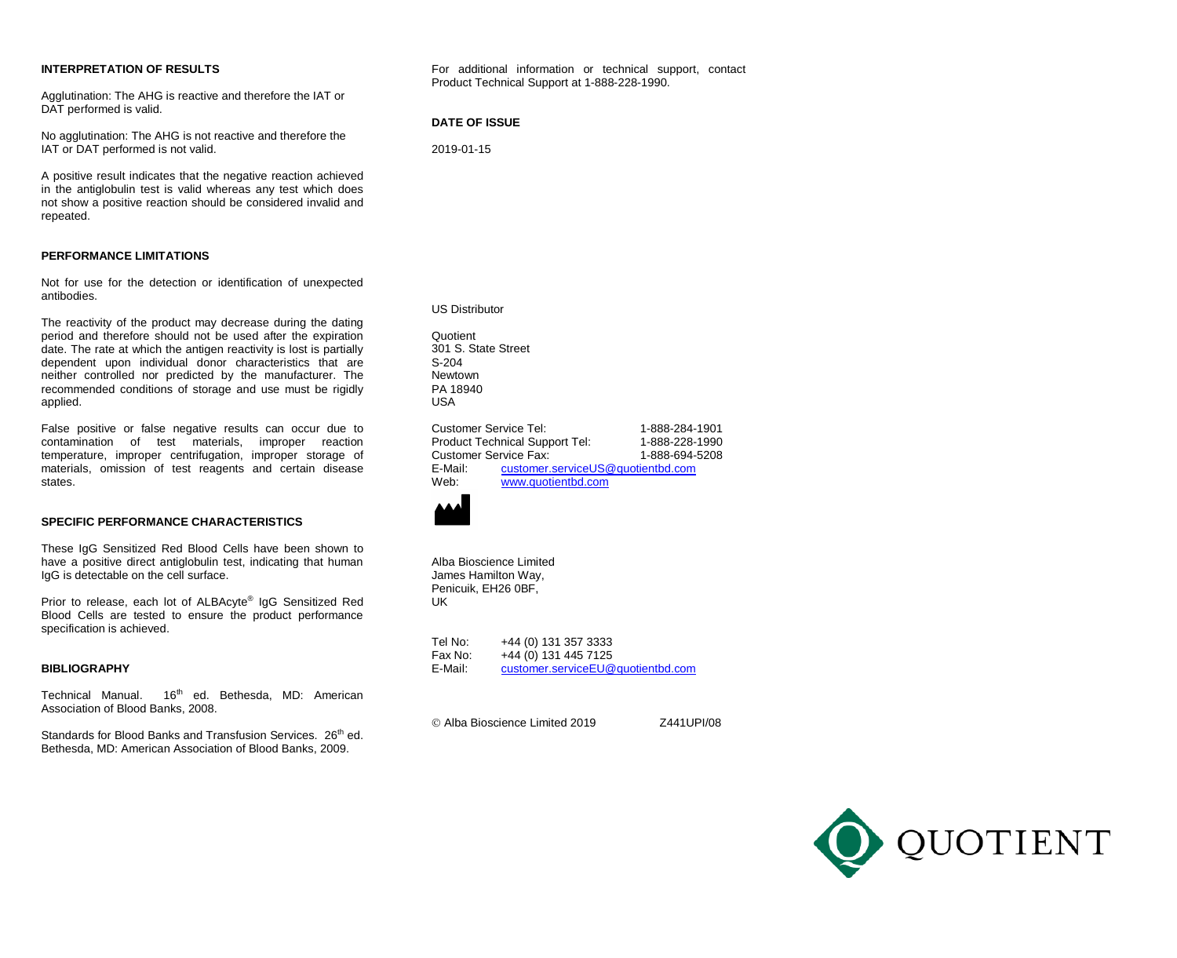## INTERPRETATION OF RESULTS

Agglutination: The AHG is reactive and therefore the IAT or DAT performed is valid.

No agglutination: The AHG is not reactive and therefore the IAT or DAT performed is not valid.

A positive result indicates that the negative reaction achieved in the antiglobulin test is valid whereas any test which does not show a positive reaction should be considered invalid and repeated.

## PERFORMANCE LIMITATIONS

Not for use for the detection or identification of unexpected antibodies.

The reactivity of the product may decrease during the dating period and therefore should not be used after the expiration date. The rate at which the antigen reactivity is lost is partially dependent upon individual donor characteristics that are neither controlled nor predicted by the manufacturer. The recommended conditions of storage and use must be rigidly applied.

False positive or false negative results can occur due to contamination of test materials, improper reaction temperature, improper centrifugation, improper storage of materials, omission of test reagents and certain disease states.

## SPECIFIC PERFORMANCE CHARACTERISTICS

These IgG Sensitized Red Blood Cells have been shown to have a positive direct antiglobulin test, indicating that human IgG is detectable on the cell surface.

Prior to release, each lot of ALBAcyte® IgG Sensitized Red Blood Cells are tested to ensure the product performance specification is achieved.

## BIBLIOGRAPHY

Technical Manual. 16th ed. Bethesda, MD: American Association of Blood Banks, 2008.

Standards for Blood Banks and Transfusion Services. 26th ed. Bethesda, MD: American Association of Blood Banks, 2009.

For additional information or technical support, contact Product Technical Support at 1-888-228-1990.

## DATE OF ISSUE

2019-01-15

US Distributor

Quotient
301 S. State Street
S-204
Newtown
PA 18940
USA

| | |
|---|---|
| Customer Service Tel: | 1-888-284-1901 |
| Product Technical Support Tel: | 1-888-228-1990 |
| Customer Service Fax: | 1-888-694-5208 |
| E-Mail: | customer.serviceUS@quotientbd.com |
| Web: | www.quotientbd.com |

Alba Bioscience Limited
James Hamilton Way,
Penicuik, EH26 0BF,
UK

| | |
|---|---|
| Tel No: | +44 (0) 131 357 3333 |
| Fax No: | +44 (0) 131 445 7125 |
| E-Mail: | customer.serviceEU@quotientbd.com |

© Alba Bioscience Limited 2019 Z441UPI/08

QUOTIENT